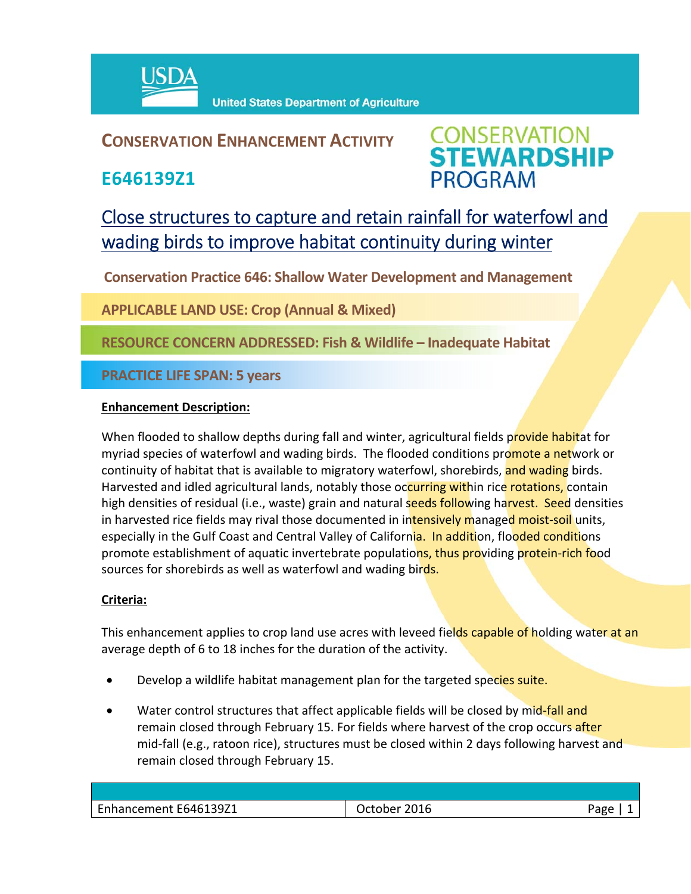USDA United States Department of Agriculture

# CONSERVATION ENHANCEMENT ACTIVITY

## E646139Z1

CONSERVATION STEWARDSHIP PROGRAM

## Close structures to capture and retain rainfall for waterfowl and wading birds to improve habitat continuity during winter

**Conservation Practice 646: Shallow Water Development and Management**

**APPLICABLE LAND USE: Crop (Annual & Mixed)**

**RESOURCE CONCERN ADDRESSED: Fish & Wildlife – Inadequate Habitat**

**PRACTICE LIFE SPAN: 5 years**

**Enhancement Description:**

When flooded to shallow depths during fall and winter, agricultural fields provide habitat for myriad species of waterfowl and wading birds. The flooded conditions promote a network or continuity of habitat that is available to migratory waterfowl, shorebirds, and wading birds. Harvested and idled agricultural lands, notably those occurring within rice rotations, contain high densities of residual (i.e., waste) grain and natural seeds following harvest. Seed densities in harvested rice fields may rival those documented in intensively managed moist-soil units, especially in the Gulf Coast and Central Valley of California. In addition, flooded conditions promote establishment of aquatic invertebrate populations, thus providing protein-rich food sources for shorebirds as well as waterfowl and wading birds.

**Criteria:**

This enhancement applies to crop land use acres with leveed fields capable of holding water at an average depth of 6 to 18 inches for the duration of the activity.

- Develop a wildlife habitat management plan for the targeted species suite.
- Water control structures that affect applicable fields will be closed by mid-fall and remain closed through February 15. For fields where harvest of the crop occurs after mid-fall (e.g., ratoon rice), structures must be closed within 2 days following harvest and remain closed through February 15.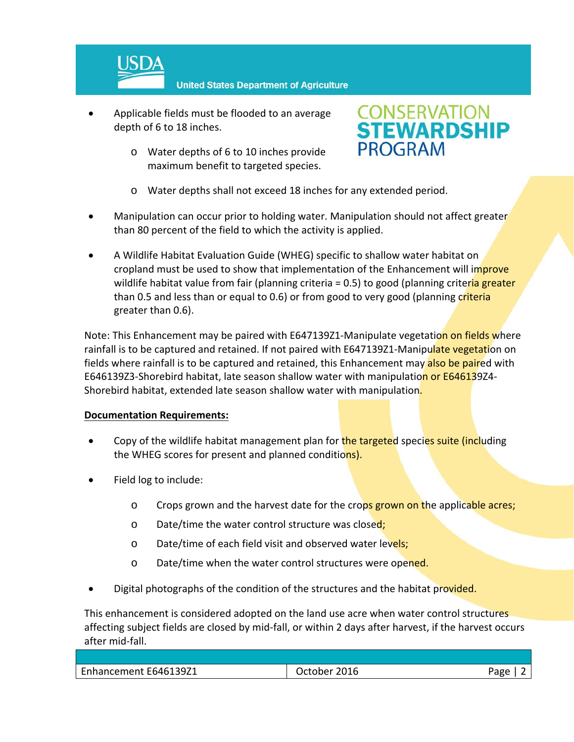- Applicable fields must be flooded to an average depth of 6 to 18 inches.
  - Water depths of 6 to 10 inches provide maximum benefit to targeted species.
  - Water depths shall not exceed 18 inches for any extended period.
- Manipulation can occur prior to holding water. Manipulation should not affect greater than 80 percent of the field to which the activity is applied.
- A Wildlife Habitat Evaluation Guide (WHEG) specific to shallow water habitat on cropland must be used to show that implementation of the Enhancement will improve wildlife habitat value from fair (planning criteria = 0.5) to good (planning criteria greater than 0.5 and less than or equal to 0.6) or from good to very good (planning criteria greater than 0.6).

Note: This Enhancement may be paired with E647139Z1-Manipulate vegetation on fields where rainfall is to be captured and retained. If not paired with E647139Z1-Manipulate vegetation on fields where rainfall is to be captured and retained, this Enhancement may also be paired with E646139Z3-Shorebird habitat, late season shallow water with manipulation or E646139Z4-Shorebird habitat, extended late season shallow water with manipulation.

**Documentation Requirements:**

- Copy of the wildlife habitat management plan for the targeted species suite (including the WHEG scores for present and planned conditions).
- Field log to include:
  - Crops grown and the harvest date for the crops grown on the applicable acres;
  - Date/time the water control structure was closed;
  - Date/time of each field visit and observed water levels;
  - Date/time when the water control structures were opened.
- Digital photographs of the condition of the structures and the habitat provided.

This enhancement is considered adopted on the land use acre when water control structures affecting subject fields are closed by mid-fall, or within 2 days after harvest, if the harvest occurs after mid-fall.